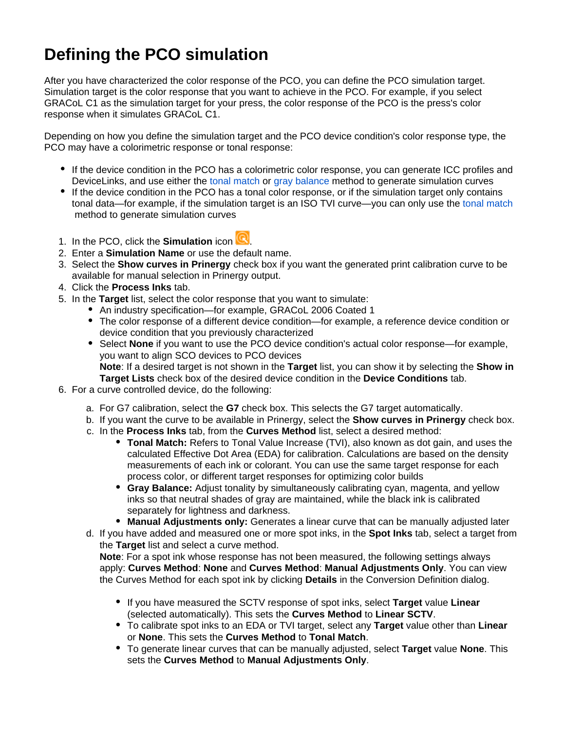# Defining the PCO simulation

After you have characterized the color response of the PCO, you can define the PCO simulation target. Simulation target is the color response that you want to achieve in the PCO. For example, if you select GRACoL C1 as the simulation target for your press, the color response of the PCO is the press's color response when it simulates GRACoL C1.

Depending on how you define the simulation target and the PCO device condition's color response type, the PCO may have a colorimetric response or tonal response:

- If the device condition in the PCO has a colorimetric color response, you can generate ICC profiles and DeviceLinks, and use either the tonal match or gray balance method to generate simulation curves
- If the device condition in the PCO has a tonal color response, or if the simulation target only contains tonal data—for example, if the simulation target is an ISO TVI curve—you can only use the tonal match method to generate simulation curves

1. In the PCO, click the **Simulation** icon .
2. Enter a **Simulation Name** or use the default name.
3. Select the **Show curves in Prinergy** check box if you want the generated print calibration curve to be available for manual selection in Prinergy output.
4. Click the **Process Inks** tab.
5. In the **Target** list, select the color response that you want to simulate:
    - An industry specification—for example, GRACoL 2006 Coated 1
    - The color response of a different device condition—for example, a reference device condition or device condition that you previously characterized
    - Select **None** if you want to use the PCO device condition's actual color response—for example, you want to align SCO devices to PCO devices
      **Note**: If a desired target is not shown in the **Target** list, you can show it by selecting the **Show in Target Lists** check box of the desired device condition in the **Device Conditions** tab.
6. For a curve controlled device, do the following:
    a. For G7 calibration, select the **G7** check box. This selects the G7 target automatically.
    b. If you want the curve to be available in Prinergy, select the **Show curves in Prinergy** check box.
    c. In the **Process Inks** tab, from the **Curves Method** list, select a desired method:
        - **Tonal Match:** Refers to Tonal Value Increase (TVI), also known as dot gain, and uses the calculated Effective Dot Area (EDA) for calibration. Calculations are based on the density measurements of each ink or colorant. You can use the same target response for each process color, or different target responses for optimizing color builds
        - **Gray Balance:** Adjust tonality by simultaneously calibrating cyan, magenta, and yellow inks so that neutral shades of gray are maintained, while the black ink is calibrated separately for lightness and darkness.
        - **Manual Adjustments only:** Generates a linear curve that can be manually adjusted later
    d. If you have added and measured one or more spot inks, in the **Spot Inks** tab, select a target from the **Target** list and select a curve method.
      **Note**: For a spot ink whose response has not been measured, the following settings always apply: **Curves Method**: **None** and **Curves Method**: **Manual Adjustments Only**. You can view the Curves Method for each spot ink by clicking **Details** in the Conversion Definition dialog.
        - If you have measured the SCTV response of spot inks, select **Target** value **Linear** (selected automatically). This sets the **Curves Method** to **Linear SCTV**.
        - To calibrate spot inks to an EDA or TVI target, select any **Target** value other than **Linear** or **None**. This sets the **Curves Method** to **Tonal Match**.
        - To generate linear curves that can be manually adjusted, select **Target** value **None**. This sets the **Curves Method** to **Manual Adjustments Only**.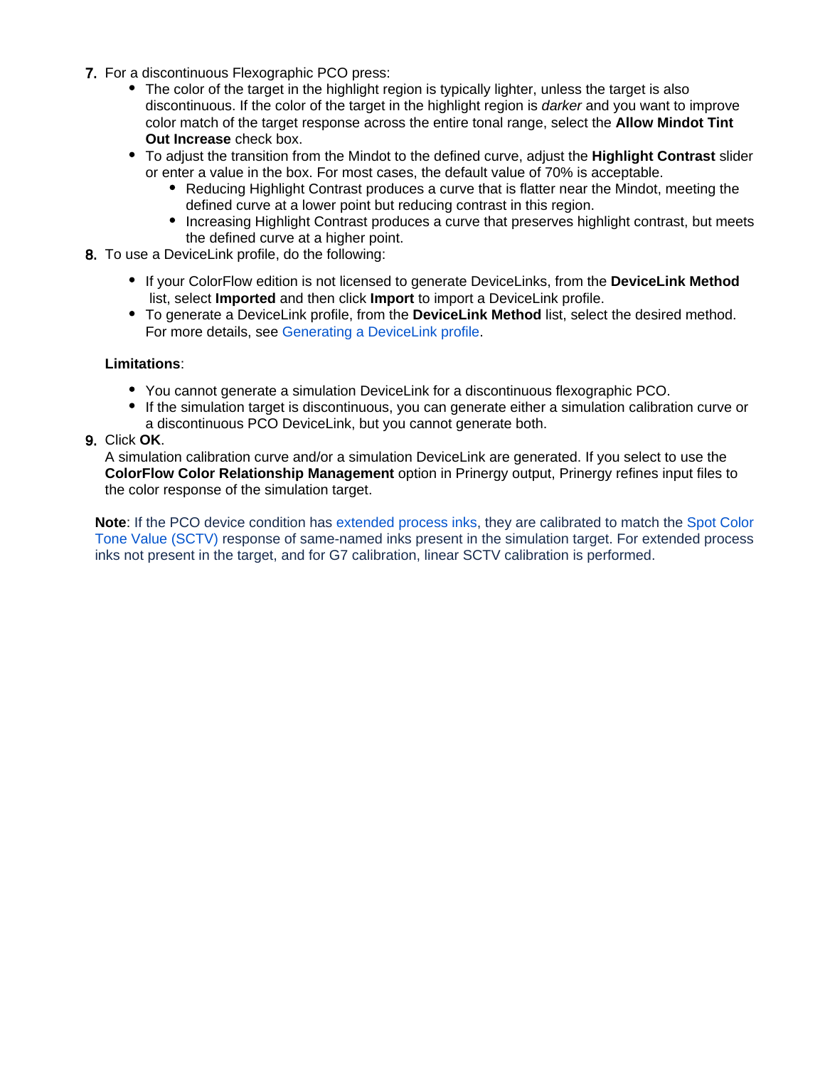7. For a discontinuous Flexographic PCO press:
   - The color of the target in the highlight region is typically lighter, unless the target is also discontinuous. If the color of the target in the highlight region is *darker* and you want to improve color match of the target response across the entire tonal range, select the **Allow Mindot Tint Out Increase** check box.
   - To adjust the transition from the Mindot to the defined curve, adjust the **Highlight Contrast** slider or enter a value in the box. For most cases, the default value of 70% is acceptable.
     - Reducing Highlight Contrast produces a curve that is flatter near the Mindot, meeting the defined curve at a lower point but reducing contrast in this region.
     - Increasing Highlight Contrast produces a curve that preserves highlight contrast, but meets the defined curve at a higher point.
8. To use a DeviceLink profile, do the following:
   - If your ColorFlow edition is not licensed to generate DeviceLinks, from the **DeviceLink Method** list, select **Imported** and then click **Import** to import a DeviceLink profile.
   - To generate a DeviceLink profile, from the **DeviceLink Method** list, select the desired method. For more details, see Generating a DeviceLink profile.

   **Limitations**:

   - You cannot generate a simulation DeviceLink for a discontinuous flexographic PCO.
   - If the simulation target is discontinuous, you can generate either a simulation calibration curve or a discontinuous PCO DeviceLink, but you cannot generate both.
9. Click **OK**.
   A simulation calibration curve and/or a simulation DeviceLink are generated. If you select to use the **ColorFlow Color Relationship Management** option in Prinergy output, Prinergy refines input files to the color response of the simulation target.

**Note**: If the PCO device condition has extended process inks, they are calibrated to match the Spot Color Tone Value (SCTV) response of same-named inks present in the simulation target. For extended process inks not present in the target, and for G7 calibration, linear SCTV calibration is performed.